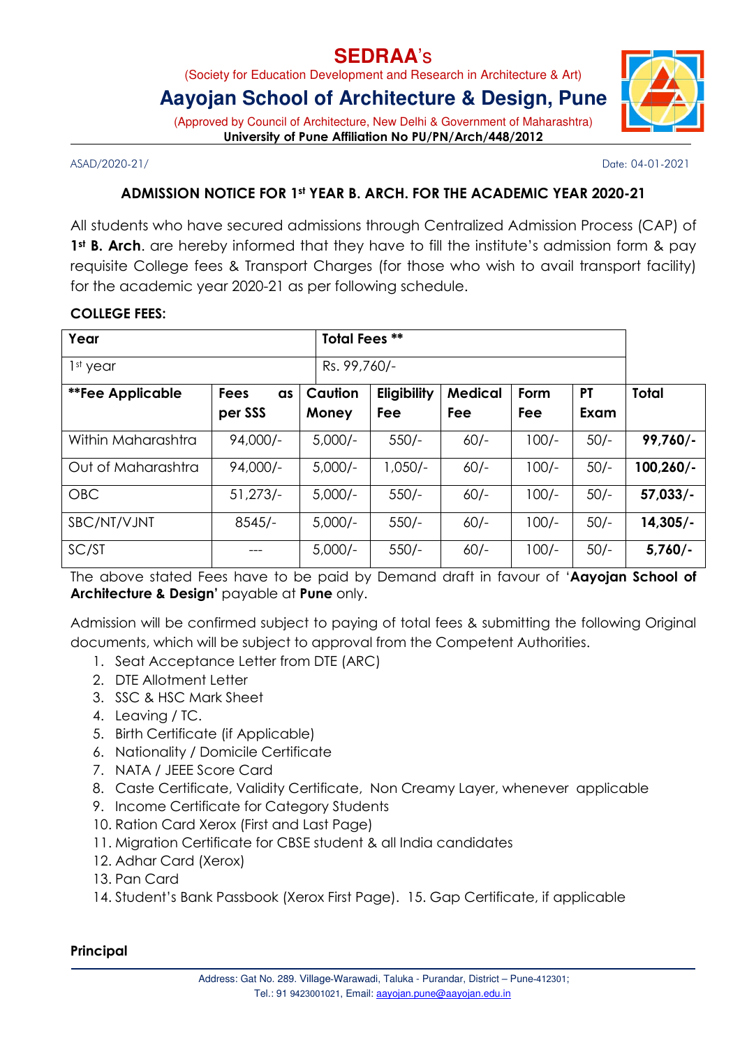# SEDRAA's

(Society for Education Development and Research in Architecture & Art)

## Aayojan School of Architecture & Design, Pune

(Approved by Council of Architecture, New Delhi & Government of Maharashtra)

**University of Pune Affiliation No PU/PN/Arch/448/2012**

ASAD/2020-21/

Date: 04-01-2021

### ADMISSION NOTICE FOR 1st YEAR B. ARCH. FOR THE ACADEMIC YEAR 2020-21

All students who have secured admissions through Centralized Admission Process (CAP) of **1st B. Arch**. are hereby informed that they have to fill the institute's admission form & pay requisite College fees & Transport Charges (for those who wish to avail transport facility) for the academic year 2020-21 as per following schedule.

**COLLEGE FEES:**

| Year | | Total Fees ** | | | | | |
|---|---|---|---|---|---|---|---|
| 1st year | | Rs. 99,760/- | | | | | |
| **\*\*Fee Applicable** | **Fees as per SSS** | **Caution Money** | **Eligibility Fee** | **Medical Fee** | **Form Fee** | **PT Exam** | **Total** |
| Within Maharashtra | 94,000/- | 5,000/- | 550/- | 60/- | 100/- | 50/- | **99,760/-** |
| Out of Maharashtra | 94,000/- | 5,000/- | 1,050/- | 60/- | 100/- | 50/- | **100,260/-** |
| OBC | 51,273/- | 5,000/- | 550/- | 60/- | 100/- | 50/- | **57,033/-** |
| SBC/NT/VJNT | 8545/- | 5,000/- | 550/- | 60/- | 100/- | 50/- | **14,305/-** |
| SC/ST | --- | 5,000/- | 550/- | 60/- | 100/- | 50/- | **5,760/-** |

The above stated Fees have to be paid by Demand draft in favour of '**Aayojan School of Architecture & Design'** payable at **Pune** only.

Admission will be confirmed subject to paying of total fees & submitting the following Original documents, which will be subject to approval from the Competent Authorities.

1. Seat Acceptance Letter from DTE (ARC)
2. DTE Allotment Letter
3. SSC & HSC Mark Sheet
4. Leaving / TC.
5. Birth Certificate (if Applicable)
6. Nationality / Domicile Certificate
7. NATA / JEEE Score Card
8. Caste Certificate, Validity Certificate, Non Creamy Layer, whenever applicable
9. Income Certificate for Category Students
10. Ration Card Xerox (First and Last Page)
11. Migration Certificate for CBSE student & all India candidates
12. Adhar Card (Xerox)
13. Pan Card
14. Student's Bank Passbook (Xerox First Page). 15. Gap Certificate, if applicable

**Principal**

Address: Gat No. 289. Village-Warawadi, Taluka - Purandar, District – Pune-412301;
Tel.: 91 9423001021, Email: aayojan.pune@aayojan.edu.in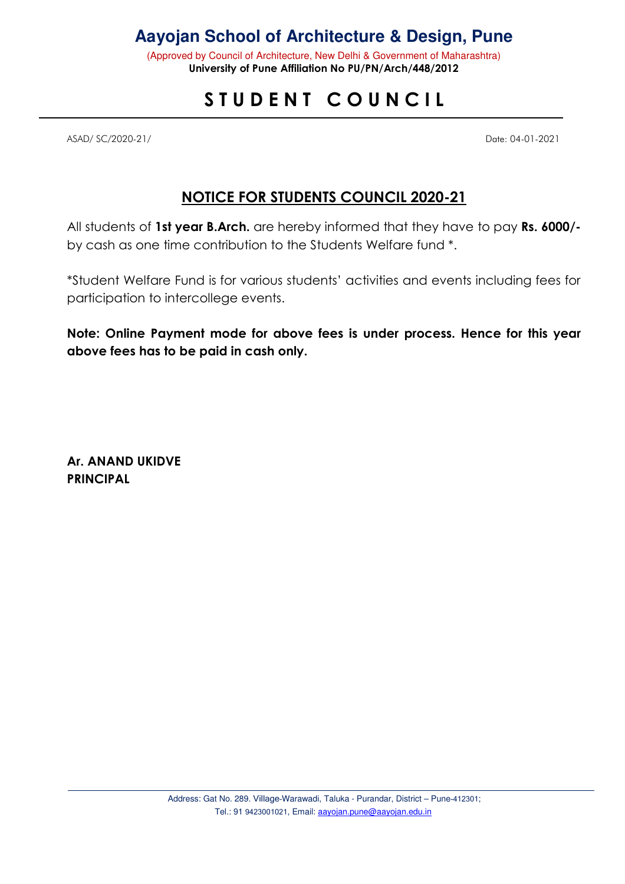# Aayojan School of Architecture & Design, Pune

(Approved by Council of Architecture, New Delhi & Government of Maharashtra)
**University of Pune Affiliation No PU/PN/Arch/448/2012**

## STUDENT COUNCIL

ASAD/ SC/2020-21/ Date: 04-01-2021

## NOTICE FOR STUDENTS COUNCIL 2020-21

All students of **1st year B.Arch.** are hereby informed that they have to pay **Rs. 6000/-** by cash as one time contribution to the Students Welfare fund *.

*Student Welfare Fund is for various students' activities and events including fees for participation to intercollege events.

**Note: Online Payment mode for above fees is under process. Hence for this year above fees has to be paid in cash only.**

**Ar. ANAND UKIDVE**
**PRINCIPAL**

Address: Gat No. 289. Village-Warawadi, Taluka - Purandar, District – Pune-412301;
Tel.: 91 9423001021, Email: aayojan.pune@aayojan.edu.in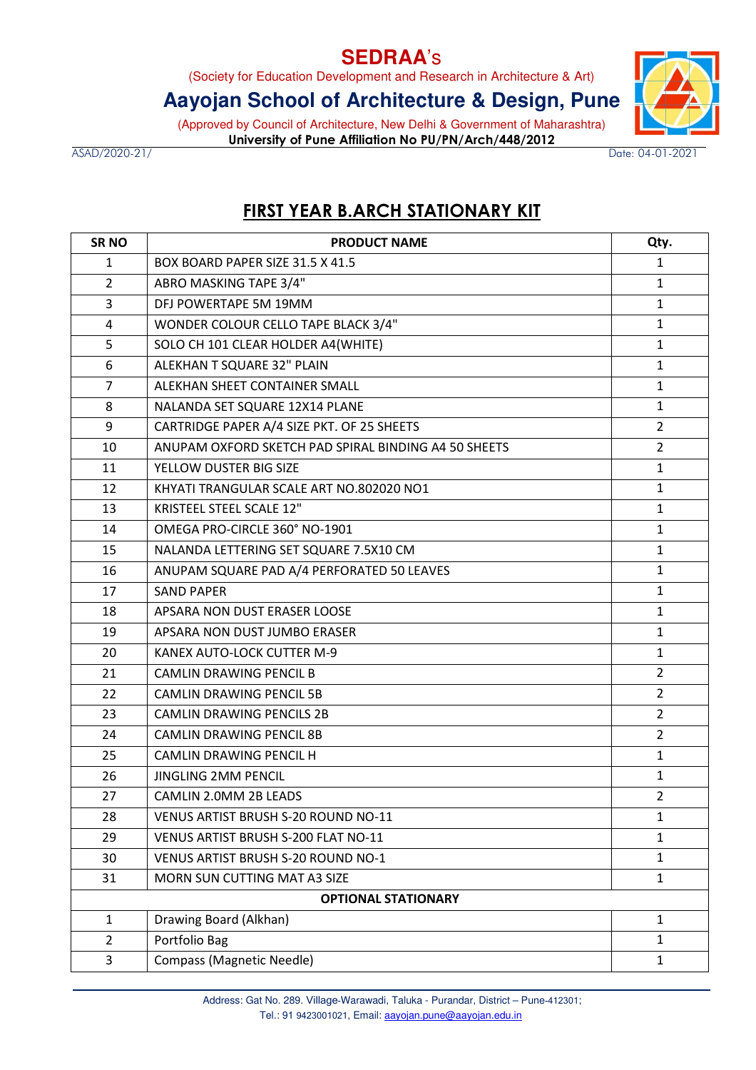# SEDRAA's

(Society for Education Development and Research in Architecture & Art)

## Aayojan School of Architecture & Design, Pune

(Approved by Council of Architecture, New Delhi & Government of Maharashtra)

**University of Pune Affiliation No PU/PN/Arch/448/2012**

ASAD/2020-21/ Date: 04-01-2021

## FIRST YEAR B.ARCH STATIONARY KIT

| SR NO | PRODUCT NAME | Qty. |
|---|---|---|
| 1 | BOX BOARD PAPER SIZE 31.5 X 41.5 | 1 |
| 2 | ABRO MASKING TAPE 3/4" | 1 |
| 3 | DFJ POWERTAPE 5M 19MM | 1 |
| 4 | WONDER COLOUR CELLO TAPE BLACK 3/4" | 1 |
| 5 | SOLO CH 101 CLEAR HOLDER A4(WHITE) | 1 |
| 6 | ALEKHAN T SQUARE 32" PLAIN | 1 |
| 7 | ALEKHAN SHEET CONTAINER SMALL | 1 |
| 8 | NALANDA SET SQUARE 12X14 PLANE | 1 |
| 9 | CARTRIDGE PAPER A/4 SIZE PKT. OF 25 SHEETS | 2 |
| 10 | ANUPAM OXFORD SKETCH PAD SPIRAL BINDING A4 50 SHEETS | 2 |
| 11 | YELLOW DUSTER BIG SIZE | 1 |
| 12 | KHYATI TRANGULAR SCALE ART NO.802020 NO1 | 1 |
| 13 | KRISTEEL STEEL SCALE 12" | 1 |
| 14 | OMEGA PRO-CIRCLE 360° NO-1901 | 1 |
| 15 | NALANDA LETTERING SET SQUARE 7.5X10 CM | 1 |
| 16 | ANUPAM SQUARE PAD A/4 PERFORATED 50 LEAVES | 1 |
| 17 | SAND PAPER | 1 |
| 18 | APSARA NON DUST ERASER LOOSE | 1 |
| 19 | APSARA NON DUST JUMBO ERASER | 1 |
| 20 | KANEX AUTO-LOCK CUTTER M-9 | 1 |
| 21 | CAMLIN DRAWING PENCIL B | 2 |
| 22 | CAMLIN DRAWING PENCIL 5B | 2 |
| 23 | CAMLIN DRAWING PENCILS 2B | 2 |
| 24 | CAMLIN DRAWING PENCIL 8B | 2 |
| 25 | CAMLIN DRAWING PENCIL H | 1 |
| 26 | JINGLING 2MM PENCIL | 1 |
| 27 | CAMLIN 2.0MM 2B LEADS | 2 |
| 28 | VENUS ARTIST BRUSH S-20 ROUND NO-11 | 1 |
| 29 | VENUS ARTIST BRUSH S-200 FLAT NO-11 | 1 |
| 30 | VENUS ARTIST BRUSH S-20 ROUND NO-1 | 1 |
| 31 | MORN SUN CUTTING MAT A3 SIZE | 1 |
| | **OPTIONAL STATIONARY** | |
| 1 | Drawing Board (Alkhan) | 1 |
| 2 | Portfolio Bag | 1 |
| 3 | Compass (Magnetic Needle) | 1 |

Address: Gat No. 289. Village-Warawadi, Taluka - Purandar, District – Pune-412301;
Tel.: 91 9423001021, Email: aayojan.pune@aayojan.edu.in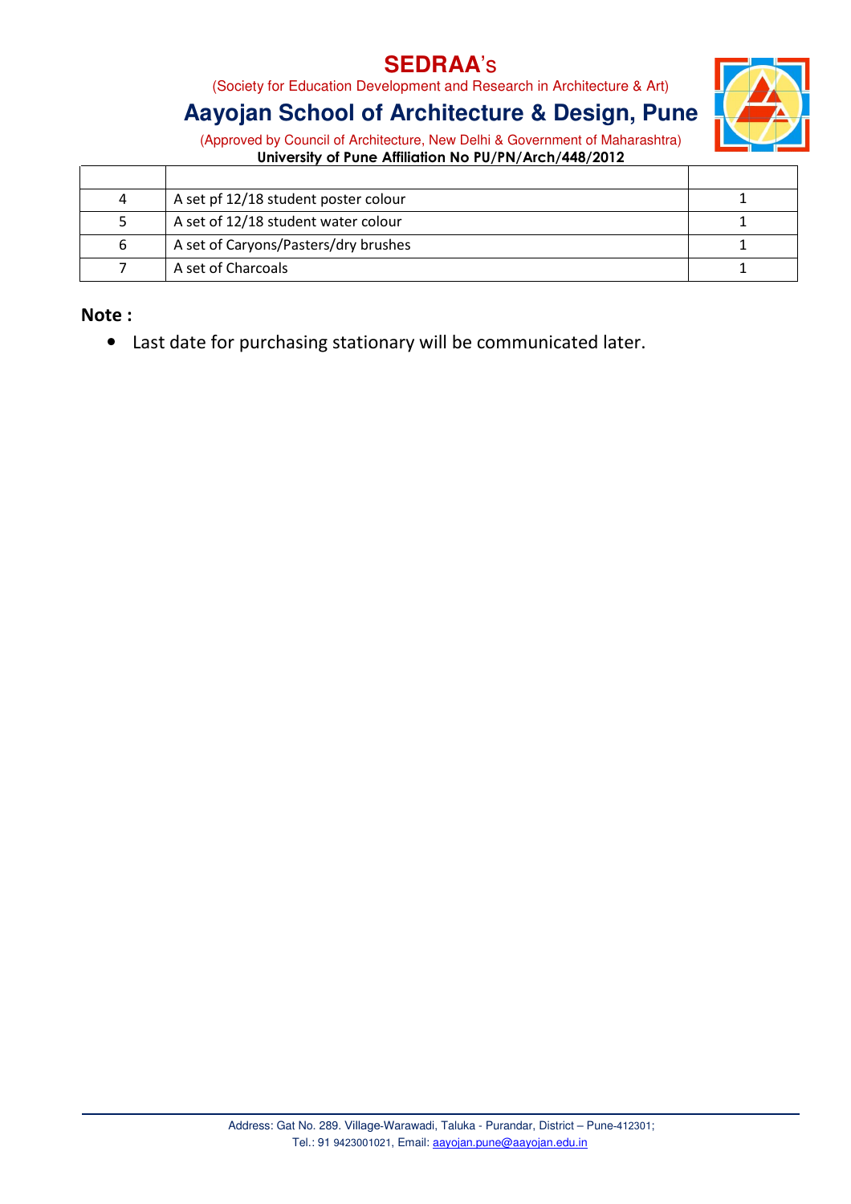| | | |
|---|---|---|
| 4 | A set pf 12/18 student poster colour | 1 |
| 5 | A set of 12/18 student water colour | 1 |
| 6 | A set of Caryons/Pasters/dry brushes | 1 |
| 7 | A set of Charcoals | 1 |

**Note :**

- Last date for purchasing stationary will be communicated later.